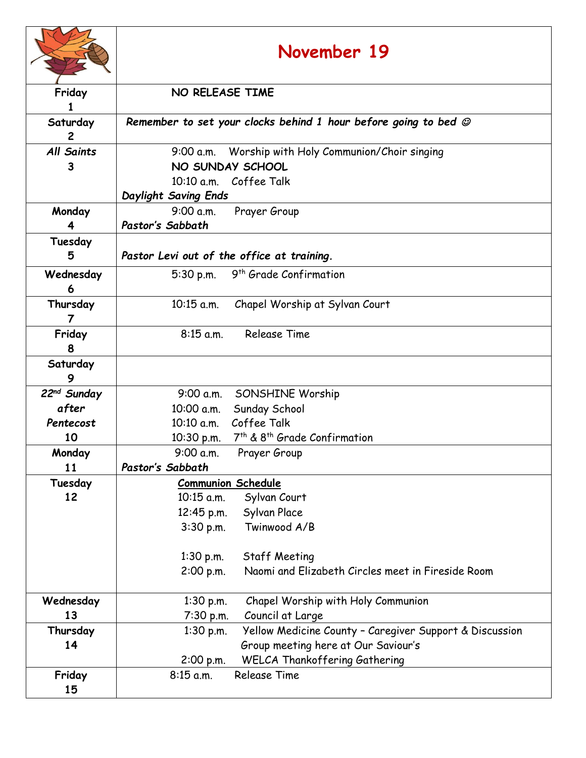| | **November 19** |
|---|---|
| Friday 1 | NO RELEASE TIME |
| Saturday 2 | ***Remember to set your clocks behind 1 hour before going to bed ☺*** |
| *All Saints* 3 | 9:00 a.m. Worship with Holy Communion/Choir singing<br>NO SUNDAY SCHOOL<br>10:10 a.m. Coffee Talk<br>***Daylight Saving Ends*** |
| Monday 4 | 9:00 a.m. Prayer Group<br>***Pastor's Sabbath*** |
| Tuesday 5 | ***Pastor Levi out of the office at training.*** |
| Wednesday 6 | 5:30 p.m. 9th Grade Confirmation |
| Thursday 7 | 10:15 a.m. Chapel Worship at Sylvan Court |
| Friday 8 | 8:15 a.m. Release Time |
| Saturday 9 | |
| *22nd Sunday after Pentecost* 10 | 9:00 a.m. SONSHINE Worship<br>10:00 a.m. Sunday School<br>10:10 a.m. Coffee Talk<br>10:30 p.m. 7th & 8th Grade Confirmation |
| Monday 11 | 9:00 a.m. Prayer Group<br>***Pastor's Sabbath*** |
| Tuesday 12 | **Communion Schedule**<br>10:15 a.m. Sylvan Court<br>12:45 p.m. Sylvan Place<br>3:30 p.m. Twinwood A/B<br><br>1:30 p.m. Staff Meeting<br>2:00 p.m. Naomi and Elizabeth Circles meet in Fireside Room |
| Wednesday 13 | 1:30 p.m. Chapel Worship with Holy Communion<br>7:30 p.m. Council at Large |
| Thursday 14 | 1:30 p.m. Yellow Medicine County – Caregiver Support & Discussion Group meeting here at Our Saviour's<br>2:00 p.m. WELCA Thankoffering Gathering |
| Friday 15 | 8:15 a.m. Release Time |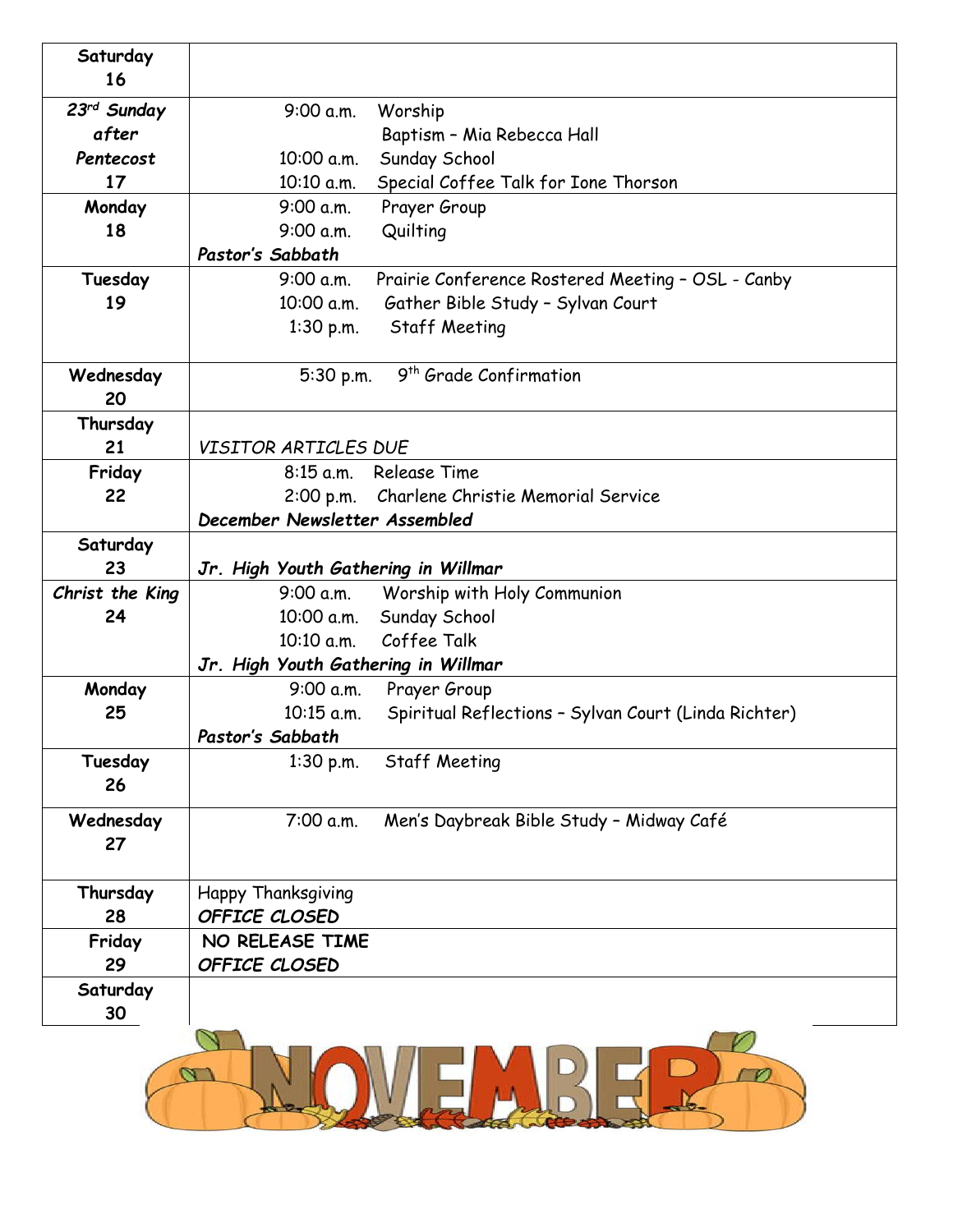| | |
|---|---|
| Saturday<br>16 | |
| *23rd Sunday after Pentecost*<br>17 | 9:00 a.m. Worship<br>Baptism – Mia Rebecca Hall<br>10:00 a.m. Sunday School<br>10:10 a.m. Special Coffee Talk for Ione Thorson |
| Monday<br>18 | 9:00 a.m. Prayer Group<br>9:00 a.m. Quilting<br>***Pastor's Sabbath*** |
| Tuesday<br>19 | 9:00 a.m. Prairie Conference Rostered Meeting – OSL - Canby<br>10:00 a.m. Gather Bible Study – Sylvan Court<br>1:30 p.m. Staff Meeting |
| Wednesday<br>20 | 5:30 p.m. 9th Grade Confirmation |
| Thursday<br>21 | *VISITOR ARTICLES DUE* |
| Friday<br>22 | 8:15 a.m. Release Time<br>2:00 p.m. Charlene Christie Memorial Service<br>***December Newsletter Assembled*** |
| Saturday<br>23 | ***Jr. High Youth Gathering in Willmar*** |
| *Christ the King*<br>24 | 9:00 a.m. Worship with Holy Communion<br>10:00 a.m. Sunday School<br>10:10 a.m. Coffee Talk<br>***Jr. High Youth Gathering in Willmar*** |
| Monday<br>25 | 9:00 a.m. Prayer Group<br>10:15 a.m. Spiritual Reflections – Sylvan Court (Linda Richter)<br>***Pastor's Sabbath*** |
| Tuesday<br>26 | 1:30 p.m. Staff Meeting |
| Wednesday<br>27 | 7:00 a.m. Men's Daybreak Bible Study – Midway Café |
| Thursday<br>28 | Happy Thanksgiving<br>***OFFICE CLOSED*** |
| Friday<br>29 | **NO RELEASE TIME**<br>***OFFICE CLOSED*** |
| Saturday<br>30 | |

NOVEMBER